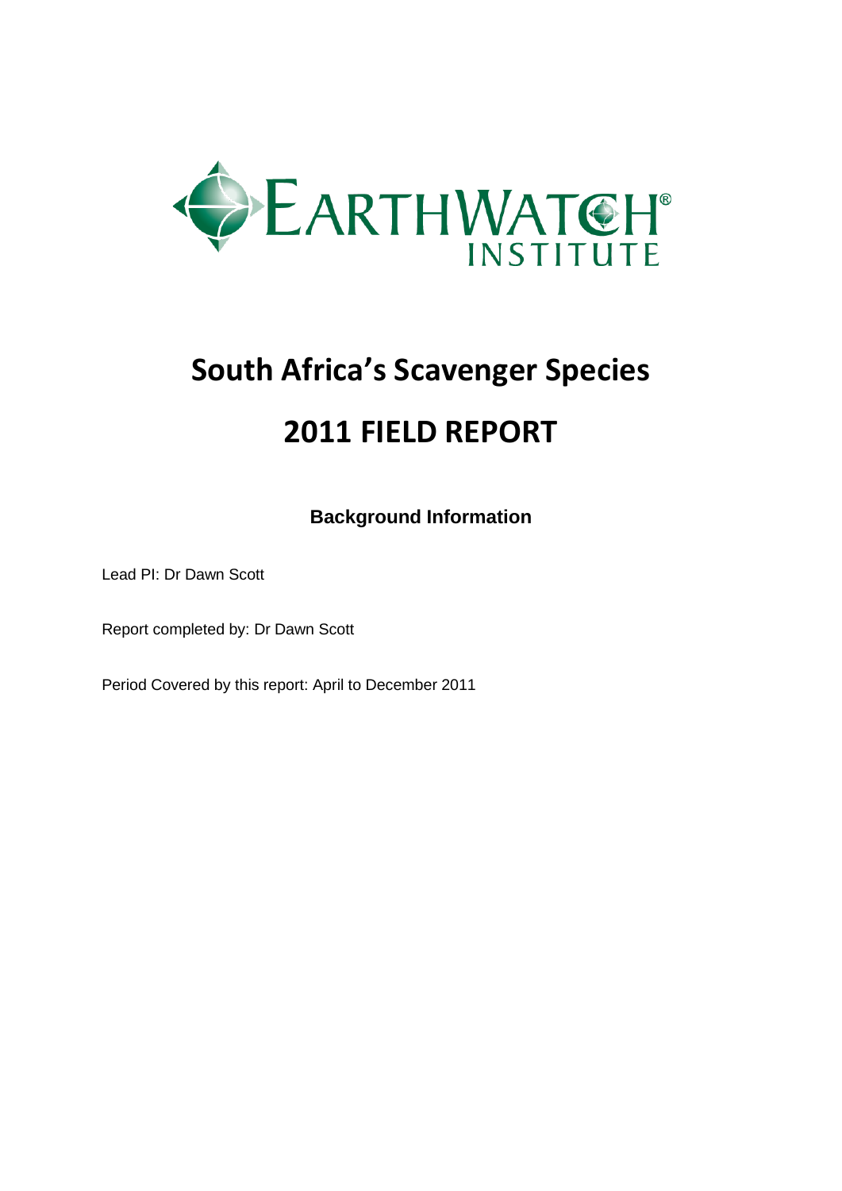# South Africa's Scavenger Species

# 2011 FIELD REPORT

### Background Information

Lead PI: Dr Dawn Scott

Report completed by: Dr Dawn Scott

Period Covered by this report: April to December 2011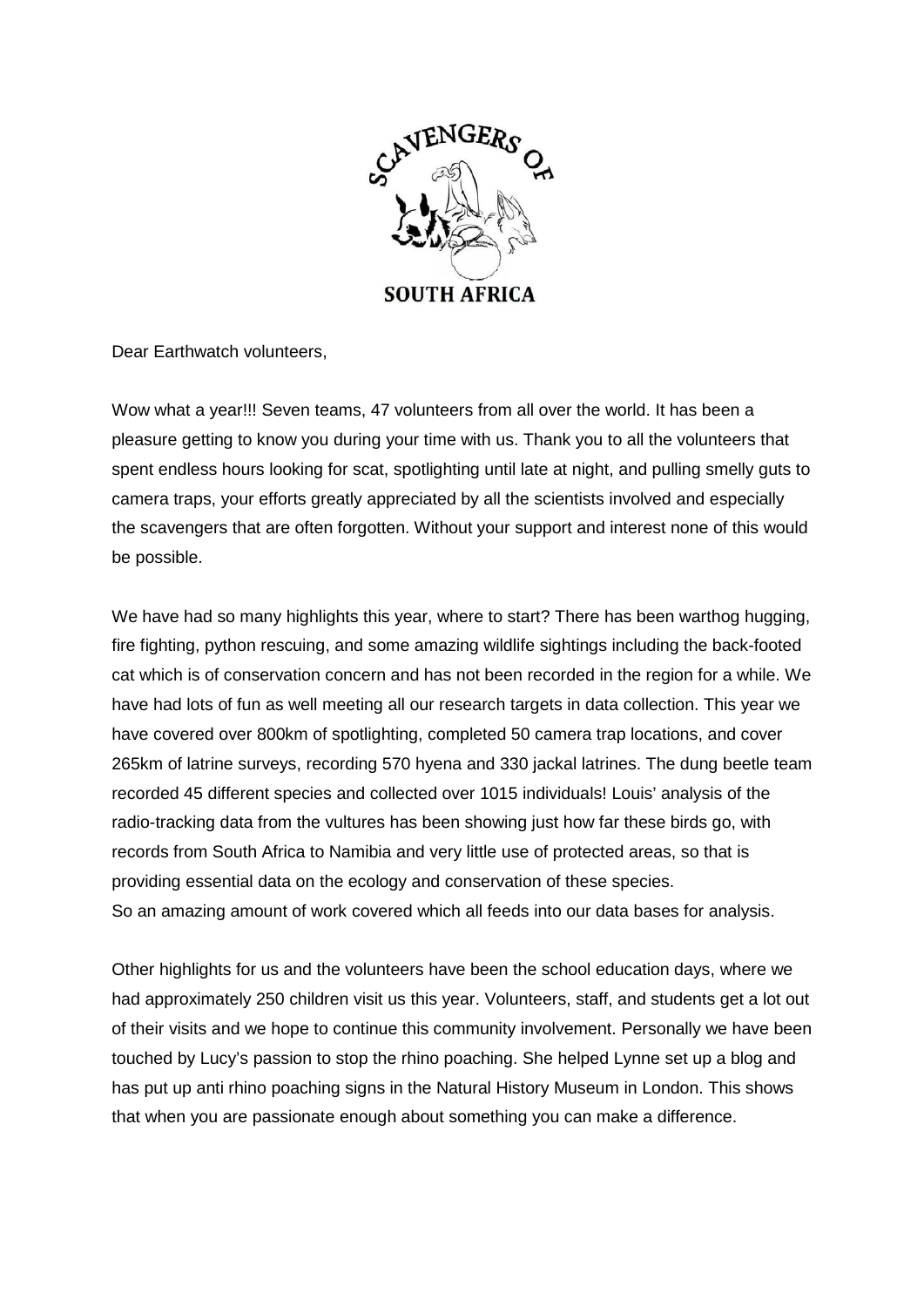Dear Earthwatch volunteers,

Wow what a year!!! Seven teams, 47 volunteers from all over the world. It has been a pleasure getting to know you during your time with us. Thank you to all the volunteers that spent endless hours looking for scat, spotlighting until late at night, and pulling smelly guts to camera traps, your efforts greatly appreciated by all the scientists involved and especially the scavengers that are often forgotten. Without your support and interest none of this would be possible.

We have had so many highlights this year, where to start? There has been warthog hugging, fire fighting, python rescuing, and some amazing wildlife sightings including the back-footed cat which is of conservation concern and has not been recorded in the region for a while. We have had lots of fun as well meeting all our research targets in data collection. This year we have covered over 800km of spotlighting, completed 50 camera trap locations, and cover 265km of latrine surveys, recording 570 hyena and 330 jackal latrines. The dung beetle team recorded 45 different species and collected over 1015 individuals! Louis' analysis of the radio-tracking data from the vultures has been showing just how far these birds go, with records from South Africa to Namibia and very little use of protected areas, so that is providing essential data on the ecology and conservation of these species.
So an amazing amount of work covered which all feeds into our data bases for analysis.

Other highlights for us and the volunteers have been the school education days, where we had approximately 250 children visit us this year. Volunteers, staff, and students get a lot out of their visits and we hope to continue this community involvement. Personally we have been touched by Lucy's passion to stop the rhino poaching. She helped Lynne set up a blog and has put up anti rhino poaching signs in the Natural History Museum in London. This shows that when you are passionate enough about something you can make a difference.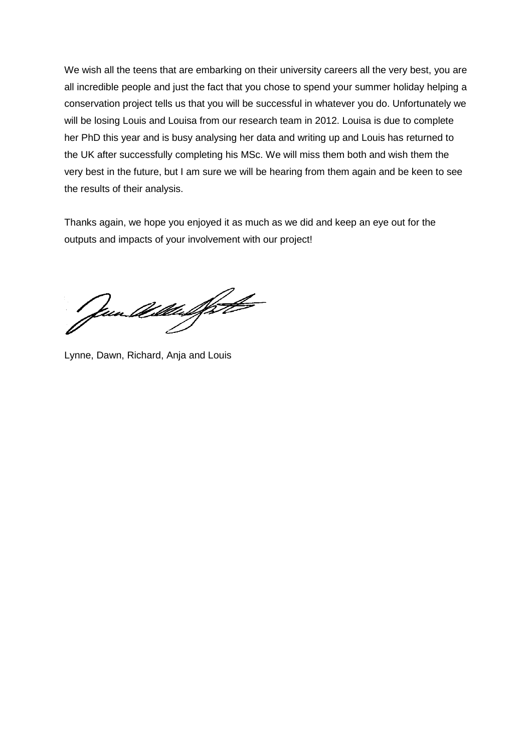We wish all the teens that are embarking on their university careers all the very best, you are all incredible people and just the fact that you chose to spend your summer holiday helping a conservation project tells us that you will be successful in whatever you do. Unfortunately we will be losing Louis and Louisa from our research team in 2012. Louisa is due to complete her PhD this year and is busy analysing her data and writing up and Louis has returned to the UK after successfully completing his MSc. We will miss them both and wish them the very best in the future, but I am sure we will be hearing from them again and be keen to see the results of their analysis.

Thanks again, we hope you enjoyed it as much as we did and keep an eye out for the outputs and impacts of your involvement with our project!

Lynne, Dawn, Richard, Anja and Louis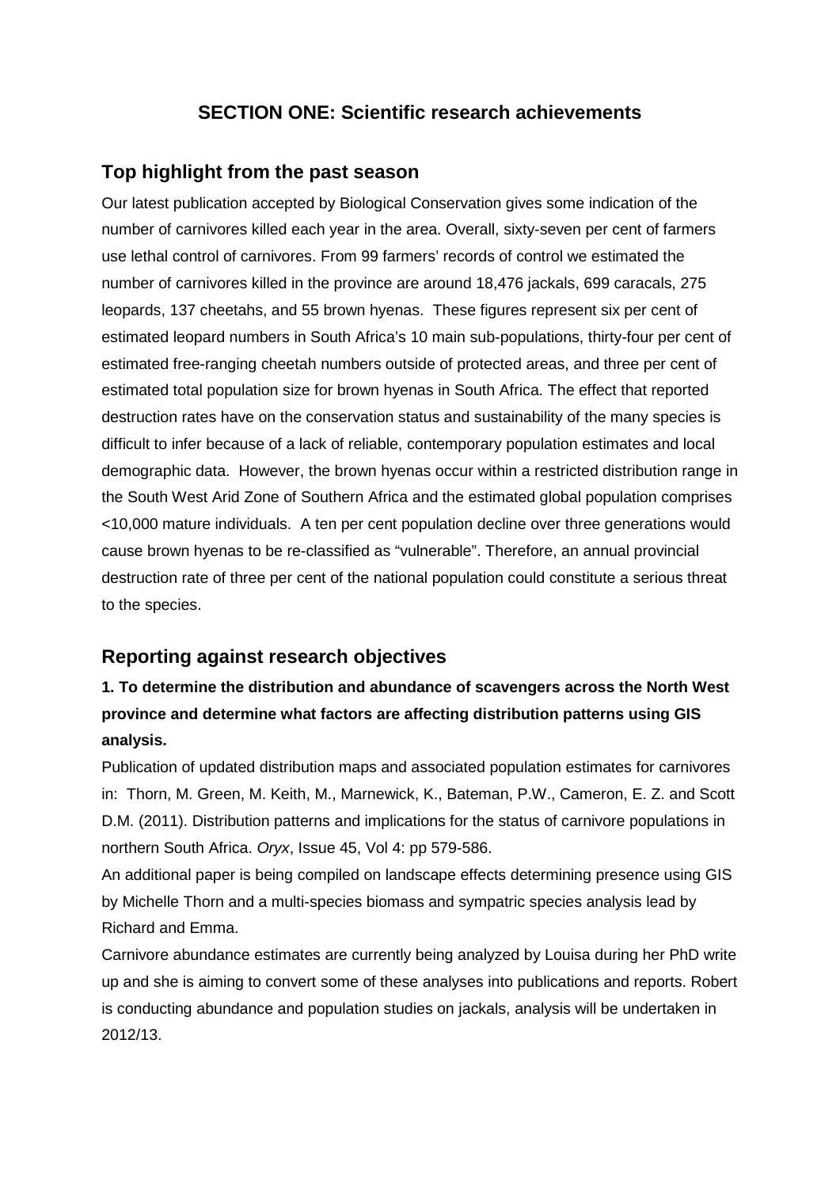## SECTION ONE: Scientific research achievements

### Top highlight from the past season

Our latest publication accepted by Biological Conservation gives some indication of the number of carnivores killed each year in the area. Overall, sixty-seven per cent of farmers use lethal control of carnivores. From 99 farmers' records of control we estimated the number of carnivores killed in the province are around 18,476 jackals, 699 caracals, 275 leopards, 137 cheetahs, and 55 brown hyenas. These figures represent six per cent of estimated leopard numbers in South Africa's 10 main sub-populations, thirty-four per cent of estimated free-ranging cheetah numbers outside of protected areas, and three per cent of estimated total population size for brown hyenas in South Africa. The effect that reported destruction rates have on the conservation status and sustainability of the many species is difficult to infer because of a lack of reliable, contemporary population estimates and local demographic data. However, the brown hyenas occur within a restricted distribution range in the South West Arid Zone of Southern Africa and the estimated global population comprises <10,000 mature individuals. A ten per cent population decline over three generations would cause brown hyenas to be re-classified as "vulnerable". Therefore, an annual provincial destruction rate of three per cent of the national population could constitute a serious threat to the species.

### Reporting against research objectives

**1. To determine the distribution and abundance of scavengers across the North West province and determine what factors are affecting distribution patterns using GIS analysis.**

Publication of updated distribution maps and associated population estimates for carnivores in: Thorn, M. Green, M. Keith, M., Marnewick, K., Bateman, P.W., Cameron, E. Z. and Scott D.M. (2011). Distribution patterns and implications for the status of carnivore populations in northern South Africa. *Oryx*, Issue 45, Vol 4: pp 579-586.

An additional paper is being compiled on landscape effects determining presence using GIS by Michelle Thorn and a multi-species biomass and sympatric species analysis lead by Richard and Emma.

Carnivore abundance estimates are currently being analyzed by Louisa during her PhD write up and she is aiming to convert some of these analyses into publications and reports. Robert is conducting abundance and population studies on jackals, analysis will be undertaken in 2012/13.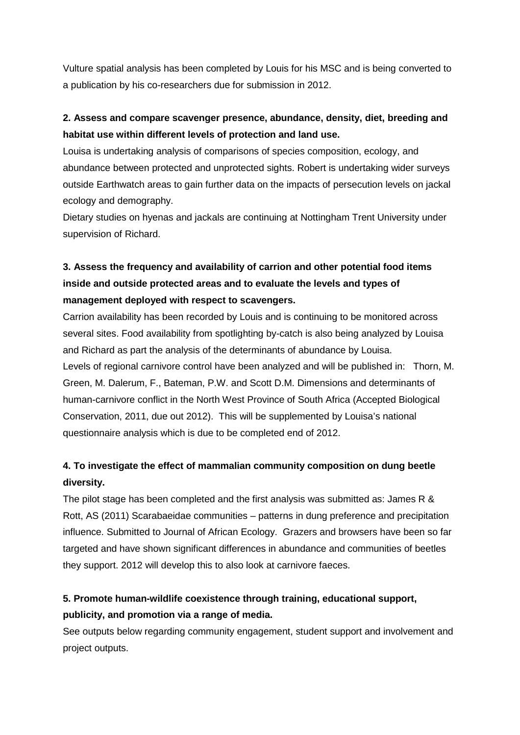Vulture spatial analysis has been completed by Louis for his MSC and is being converted to a publication by his co-researchers due for submission in 2012.

**2. Assess and compare scavenger presence, abundance, density, diet, breeding and habitat use within different levels of protection and land use.**

Louisa is undertaking analysis of comparisons of species composition, ecology, and abundance between protected and unprotected sights. Robert is undertaking wider surveys outside Earthwatch areas to gain further data on the impacts of persecution levels on jackal ecology and demography.

Dietary studies on hyenas and jackals are continuing at Nottingham Trent University under supervision of Richard.

**3. Assess the frequency and availability of carrion and other potential food items inside and outside protected areas and to evaluate the levels and types of management deployed with respect to scavengers.**

Carrion availability has been recorded by Louis and is continuing to be monitored across several sites. Food availability from spotlighting by-catch is also being analyzed by Louisa and Richard as part the analysis of the determinants of abundance by Louisa.

Levels of regional carnivore control have been analyzed and will be published in: Thorn, M. Green, M. Dalerum, F., Bateman, P.W. and Scott D.M. Dimensions and determinants of human-carnivore conflict in the North West Province of South Africa (Accepted Biological Conservation, 2011, due out 2012). This will be supplemented by Louisa's national questionnaire analysis which is due to be completed end of 2012.

**4. To investigate the effect of mammalian community composition on dung beetle diversity.**

The pilot stage has been completed and the first analysis was submitted as: James R & Rott, AS (2011) Scarabaeidae communities – patterns in dung preference and precipitation influence. Submitted to Journal of African Ecology. Grazers and browsers have been so far targeted and have shown significant differences in abundance and communities of beetles they support. 2012 will develop this to also look at carnivore faeces.

**5. Promote human-wildlife coexistence through training, educational support, publicity, and promotion via a range of media.**

See outputs below regarding community engagement, student support and involvement and project outputs.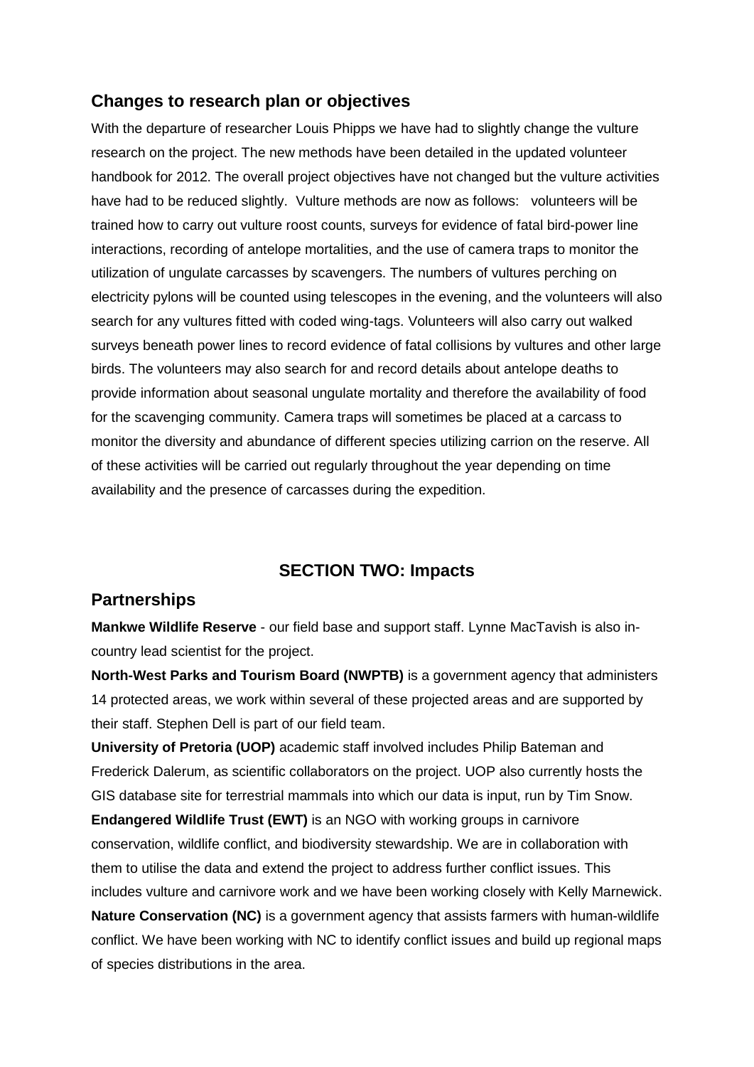## Changes to research plan or objectives

With the departure of researcher Louis Phipps we have had to slightly change the vulture research on the project. The new methods have been detailed in the updated volunteer handbook for 2012. The overall project objectives have not changed but the vulture activities have had to be reduced slightly. Vulture methods are now as follows: volunteers will be trained how to carry out vulture roost counts, surveys for evidence of fatal bird-power line interactions, recording of antelope mortalities, and the use of camera traps to monitor the utilization of ungulate carcasses by scavengers. The numbers of vultures perching on electricity pylons will be counted using telescopes in the evening, and the volunteers will also search for any vultures fitted with coded wing-tags. Volunteers will also carry out walked surveys beneath power lines to record evidence of fatal collisions by vultures and other large birds. The volunteers may also search for and record details about antelope deaths to provide information about seasonal ungulate mortality and therefore the availability of food for the scavenging community. Camera traps will sometimes be placed at a carcass to monitor the diversity and abundance of different species utilizing carrion on the reserve. All of these activities will be carried out regularly throughout the year depending on time availability and the presence of carcasses during the expedition.

# SECTION TWO: Impacts

## Partnerships

**Mankwe Wildlife Reserve** - our field base and support staff. Lynne MacTavish is also in-country lead scientist for the project.

**North-West Parks and Tourism Board (NWPTB)** is a government agency that administers 14 protected areas, we work within several of these projected areas and are supported by their staff. Stephen Dell is part of our field team.

**University of Pretoria (UOP)** academic staff involved includes Philip Bateman and Frederick Dalerum, as scientific collaborators on the project. UOP also currently hosts the GIS database site for terrestrial mammals into which our data is input, run by Tim Snow.

**Endangered Wildlife Trust (EWT)** is an NGO with working groups in carnivore conservation, wildlife conflict, and biodiversity stewardship. We are in collaboration with them to utilise the data and extend the project to address further conflict issues. This includes vulture and carnivore work and we have been working closely with Kelly Marnewick.

**Nature Conservation (NC)** is a government agency that assists farmers with human-wildlife conflict. We have been working with NC to identify conflict issues and build up regional maps of species distributions in the area.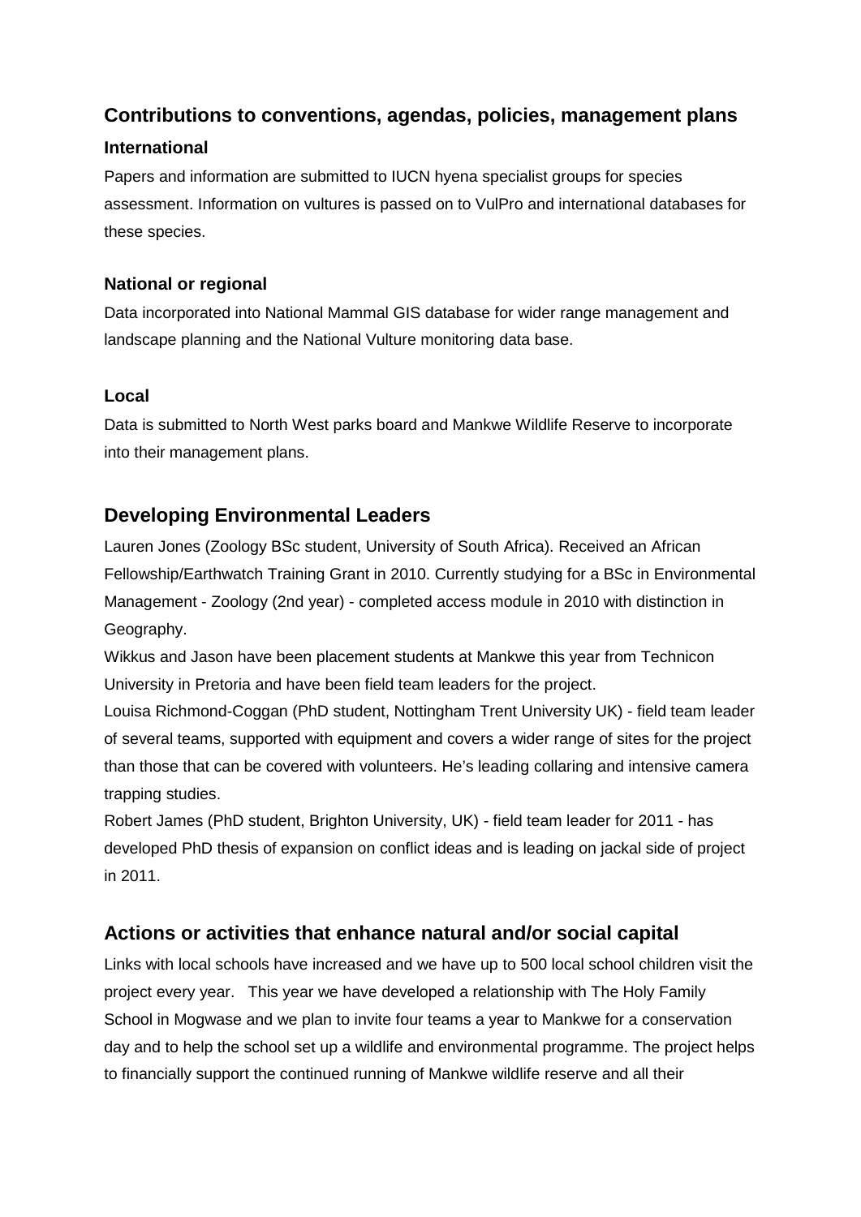## Contributions to conventions, agendas, policies, management plans

### International

Papers and information are submitted to IUCN hyena specialist groups for species assessment. Information on vultures is passed on to VulPro and international databases for these species.

### National or regional

Data incorporated into National Mammal GIS database for wider range management and landscape planning and the National Vulture monitoring data base.

### Local

Data is submitted to North West parks board and Mankwe Wildlife Reserve to incorporate into their management plans.

## Developing Environmental Leaders

Lauren Jones (Zoology BSc student, University of South Africa). Received an African Fellowship/Earthwatch Training Grant in 2010. Currently studying for a BSc in Environmental Management - Zoology (2nd year) - completed access module in 2010 with distinction in Geography.

Wikkus and Jason have been placement students at Mankwe this year from Technicon University in Pretoria and have been field team leaders for the project.

Louisa Richmond-Coggan (PhD student, Nottingham Trent University UK) - field team leader of several teams, supported with equipment and covers a wider range of sites for the project than those that can be covered with volunteers. He's leading collaring and intensive camera trapping studies.

Robert James (PhD student, Brighton University, UK) - field team leader for 2011 - has developed PhD thesis of expansion on conflict ideas and is leading on jackal side of project in 2011.

## Actions or activities that enhance natural and/or social capital

Links with local schools have increased and we have up to 500 local school children visit the project every year. This year we have developed a relationship with The Holy Family School in Mogwase and we plan to invite four teams a year to Mankwe for a conservation day and to help the school set up a wildlife and environmental programme. The project helps to financially support the continued running of Mankwe wildlife reserve and all their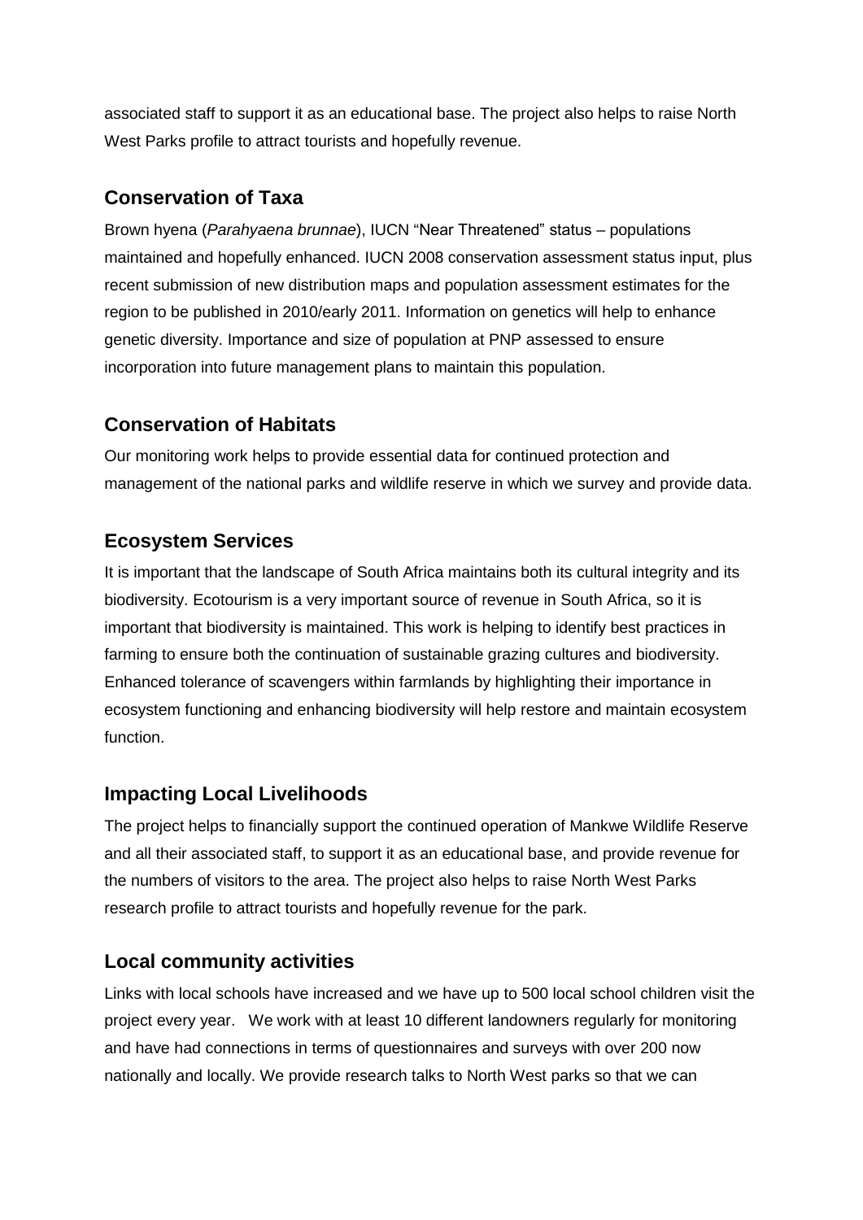associated staff to support it as an educational base. The project also helps to raise North West Parks profile to attract tourists and hopefully revenue.

## Conservation of Taxa

Brown hyena (*Parahyaena brunnae*), IUCN "Near Threatened" status – populations maintained and hopefully enhanced. IUCN 2008 conservation assessment status input, plus recent submission of new distribution maps and population assessment estimates for the region to be published in 2010/early 2011. Information on genetics will help to enhance genetic diversity. Importance and size of population at PNP assessed to ensure incorporation into future management plans to maintain this population.

## Conservation of Habitats

Our monitoring work helps to provide essential data for continued protection and management of the national parks and wildlife reserve in which we survey and provide data.

## Ecosystem Services

It is important that the landscape of South Africa maintains both its cultural integrity and its biodiversity. Ecotourism is a very important source of revenue in South Africa, so it is important that biodiversity is maintained. This work is helping to identify best practices in farming to ensure both the continuation of sustainable grazing cultures and biodiversity. Enhanced tolerance of scavengers within farmlands by highlighting their importance in ecosystem functioning and enhancing biodiversity will help restore and maintain ecosystem function.

## Impacting Local Livelihoods

The project helps to financially support the continued operation of Mankwe Wildlife Reserve and all their associated staff, to support it as an educational base, and provide revenue for the numbers of visitors to the area. The project also helps to raise North West Parks research profile to attract tourists and hopefully revenue for the park.

## Local community activities

Links with local schools have increased and we have up to 500 local school children visit the project every year. We work with at least 10 different landowners regularly for monitoring and have had connections in terms of questionnaires and surveys with over 200 now nationally and locally. We provide research talks to North West parks so that we can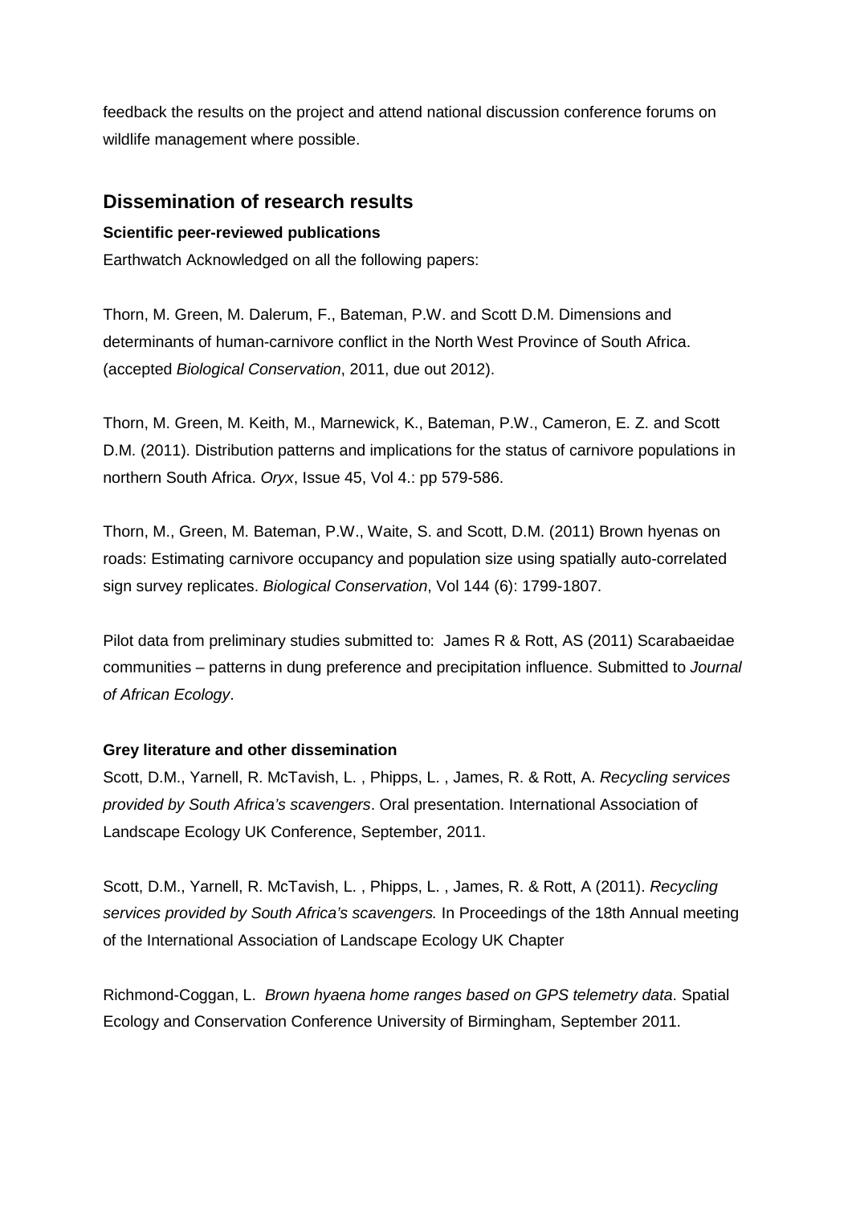feedback the results on the project and attend national discussion conference forums on wildlife management where possible.

## Dissemination of research results

**Scientific peer-reviewed publications**

Earthwatch Acknowledged on all the following papers:

Thorn, M. Green, M. Dalerum, F., Bateman, P.W. and Scott D.M. Dimensions and determinants of human-carnivore conflict in the North West Province of South Africa. (accepted *Biological Conservation*, 2011, due out 2012).

Thorn, M. Green, M. Keith, M., Marnewick, K., Bateman, P.W., Cameron, E. Z. and Scott D.M. (2011). Distribution patterns and implications for the status of carnivore populations in northern South Africa. *Oryx*, Issue 45, Vol 4.: pp 579-586.

Thorn, M., Green, M. Bateman, P.W., Waite, S. and Scott, D.M. (2011) Brown hyenas on roads: Estimating carnivore occupancy and population size using spatially auto-correlated sign survey replicates. *Biological Conservation*, Vol 144 (6): 1799-1807.

Pilot data from preliminary studies submitted to: James R & Rott, AS (2011) Scarabaeidae communities – patterns in dung preference and precipitation influence. Submitted to *Journal of African Ecology*.

**Grey literature and other dissemination**

Scott, D.M., Yarnell, R. McTavish, L. , Phipps, L. , James, R. & Rott, A. *Recycling services provided by South Africa's scavengers*. Oral presentation. International Association of Landscape Ecology UK Conference, September, 2011.

Scott, D.M., Yarnell, R. McTavish, L. , Phipps, L. , James, R. & Rott, A (2011). *Recycling services provided by South Africa's scavengers.* In Proceedings of the 18th Annual meeting of the International Association of Landscape Ecology UK Chapter

Richmond-Coggan, L. *Brown hyaena home ranges based on GPS telemetry data*. Spatial Ecology and Conservation Conference University of Birmingham, September 2011.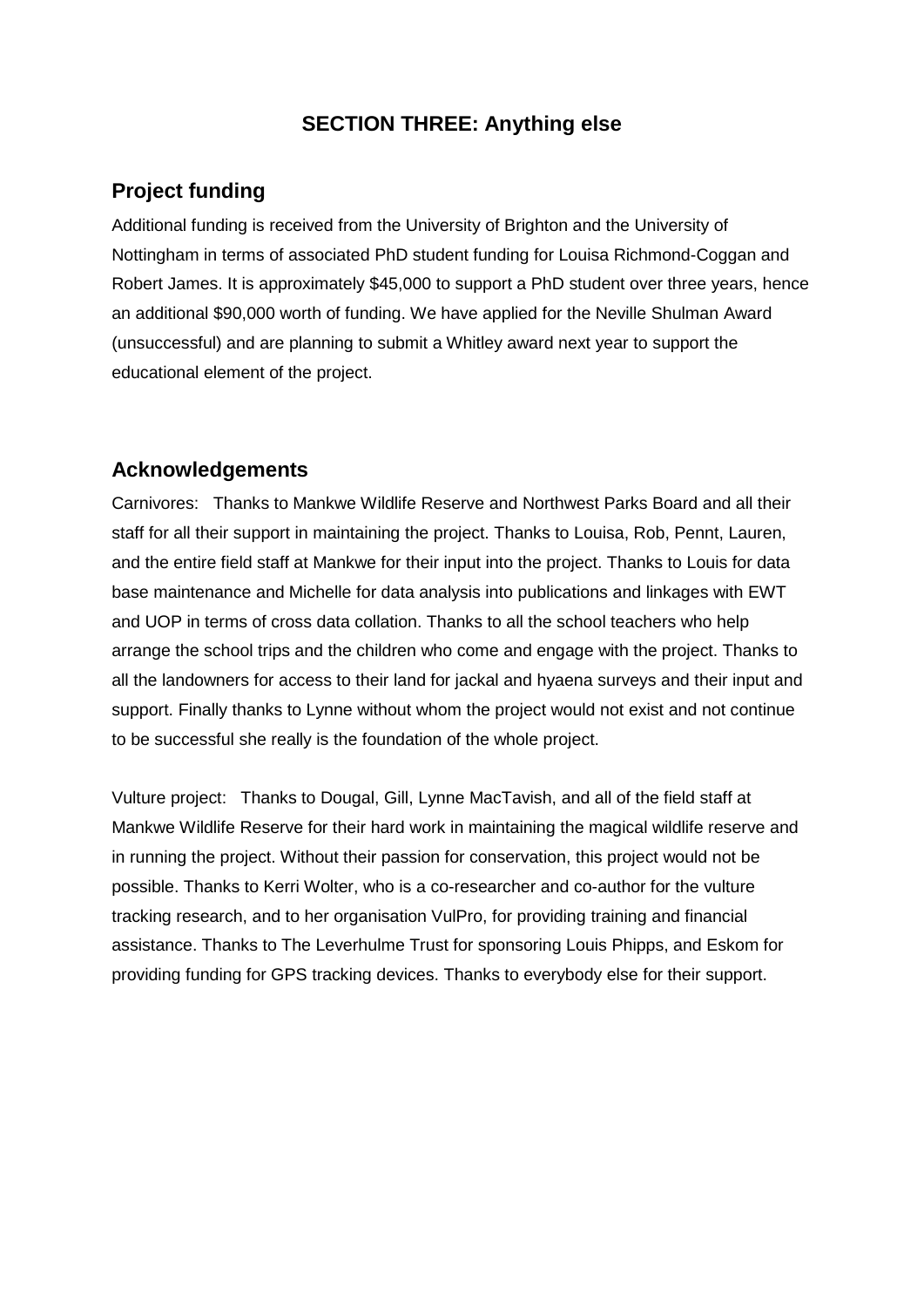## SECTION THREE: Anything else

### Project funding

Additional funding is received from the University of Brighton and the University of Nottingham in terms of associated PhD student funding for Louisa Richmond-Coggan and Robert James. It is approximately $45,000 to support a PhD student over three years, hence an additional $90,000 worth of funding. We have applied for the Neville Shulman Award (unsuccessful) and are planning to submit a Whitley award next year to support the educational element of the project.

### Acknowledgements

Carnivores: Thanks to Mankwe Wildlife Reserve and Northwest Parks Board and all their staff for all their support in maintaining the project. Thanks to Louisa, Rob, Pennt, Lauren, and the entire field staff at Mankwe for their input into the project. Thanks to Louis for data base maintenance and Michelle for data analysis into publications and linkages with EWT and UOP in terms of cross data collation. Thanks to all the school teachers who help arrange the school trips and the children who come and engage with the project. Thanks to all the landowners for access to their land for jackal and hyaena surveys and their input and support. Finally thanks to Lynne without whom the project would not exist and not continue to be successful she really is the foundation of the whole project.

Vulture project: Thanks to Dougal, Gill, Lynne MacTavish, and all of the field staff at Mankwe Wildlife Reserve for their hard work in maintaining the magical wildlife reserve and in running the project. Without their passion for conservation, this project would not be possible. Thanks to Kerri Wolter, who is a co-researcher and co-author for the vulture tracking research, and to her organisation VulPro, for providing training and financial assistance. Thanks to The Leverhulme Trust for sponsoring Louis Phipps, and Eskom for providing funding for GPS tracking devices. Thanks to everybody else for their support.